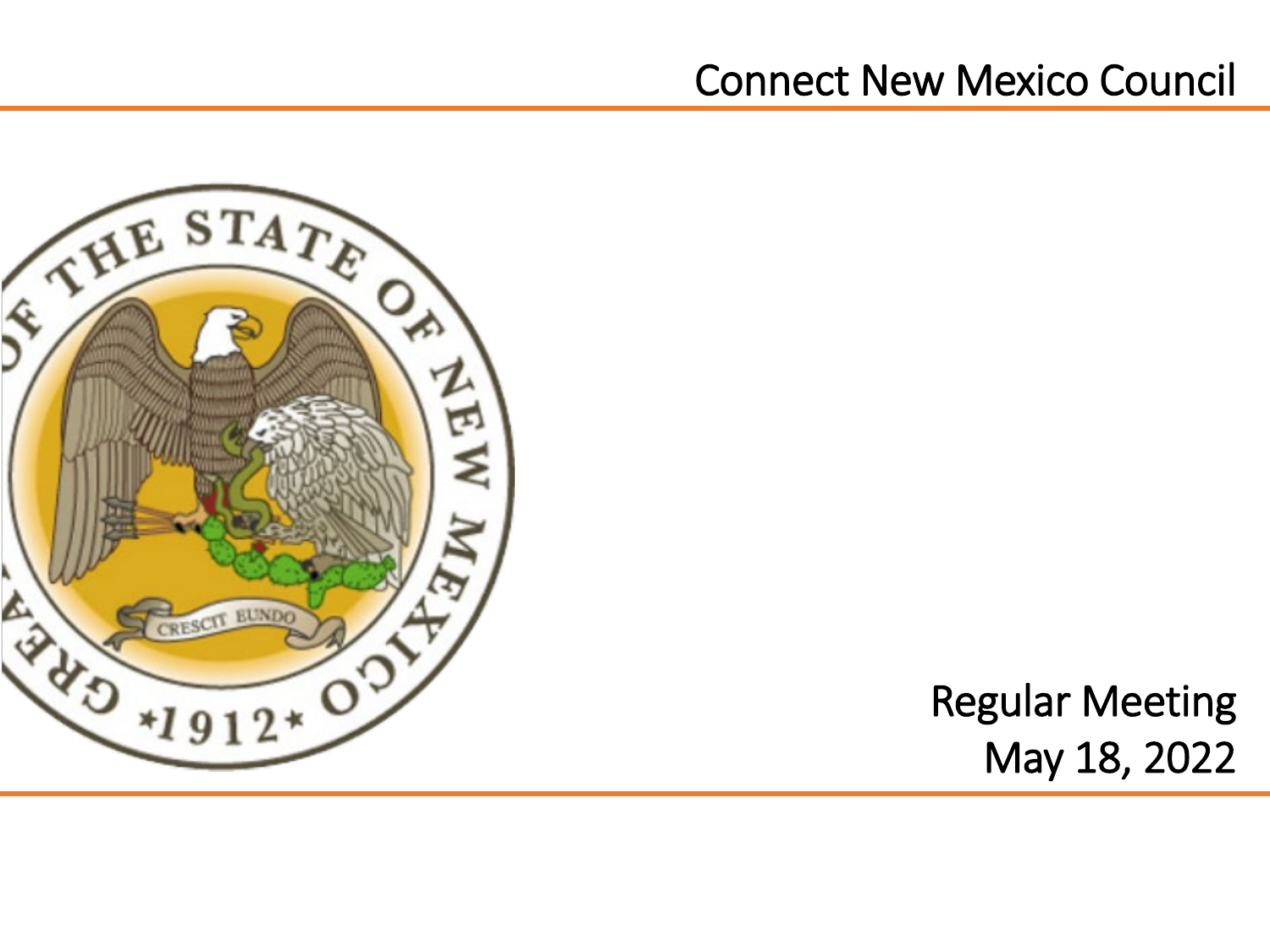# Connect New Mexico Council

## Regular Meeting
May 18, 2022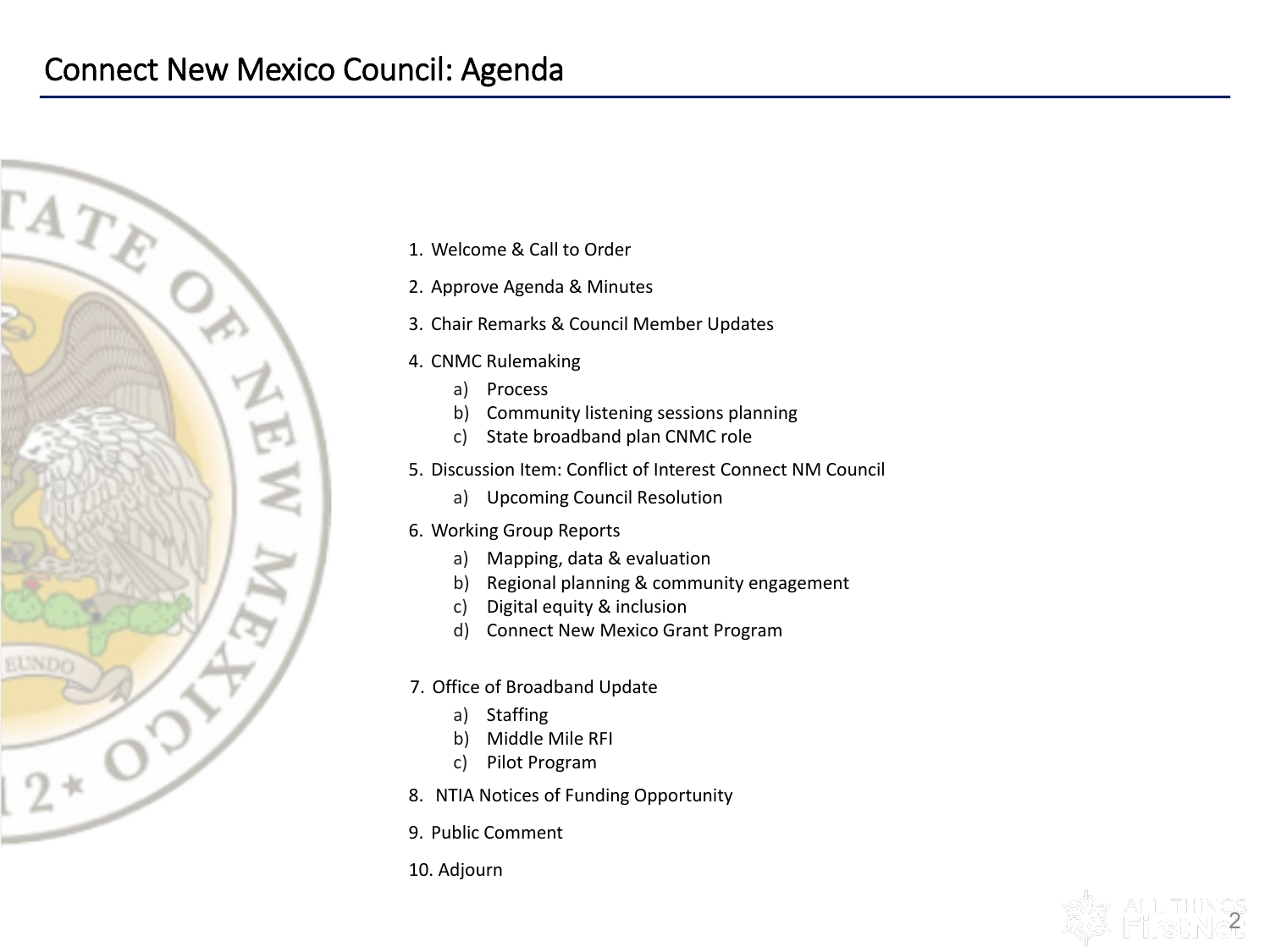# Connect New Mexico Council: Agenda

1. Welcome & Call to Order
2. Approve Agenda & Minutes
3. Chair Remarks & Council Member Updates
4. CNMC Rulemaking
   a) Process
   b) Community listening sessions planning
   c) State broadband plan CNMC role
5. Discussion Item: Conflict of Interest Connect NM Council
   a) Upcoming Council Resolution
6. Working Group Reports
   a) Mapping, data & evaluation
   b) Regional planning & community engagement
   c) Digital equity & inclusion
   d) Connect New Mexico Grant Program
7. Office of Broadband Update
   a) Staffing
   b) Middle Mile RFI
   c) Pilot Program
8. NTIA Notices of Funding Opportunity
9. Public Comment
10. Adjourn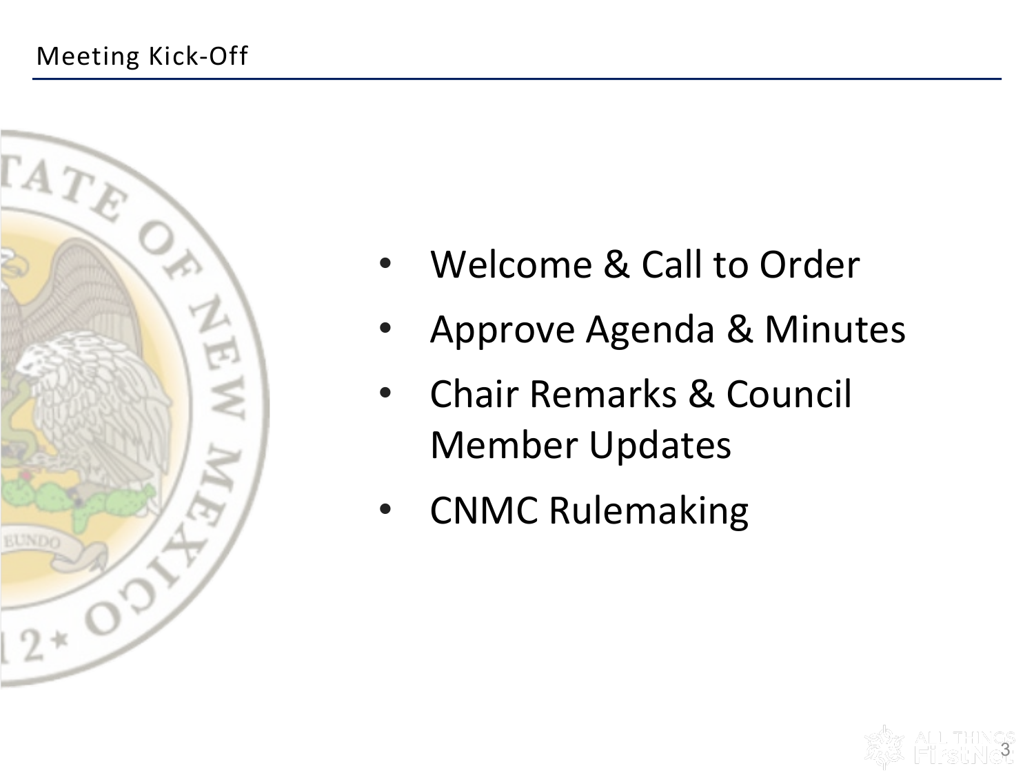# Meeting Kick-Off

- Welcome & Call to Order
- Approve Agenda & Minutes
- Chair Remarks & Council Member Updates
- CNMC Rulemaking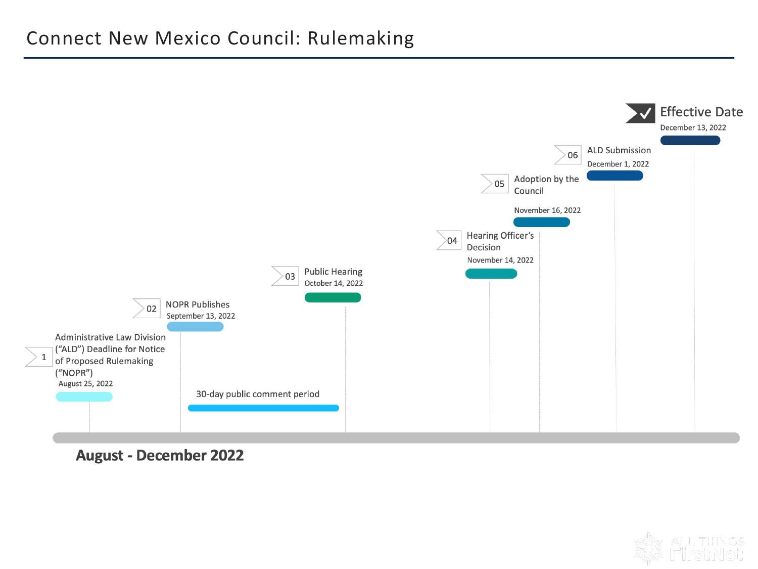# Connect New Mexico Council: Rulemaking

1. **Administrative Law Division ("ALD") Deadline for Notice of Proposed Rulemaking ("NOPR")** — August 25, 2022
2. **NOPR Publishes** — September 13, 2022
   - 30-day public comment period
3. **Public Hearing** — October 14, 2022
4. **Hearing Officer's Decision** — November 14, 2022
5. **Adoption by the Council** — November 16, 2022
6. **ALD Submission** — December 1, 2022

**Effective Date** — December 13, 2022

**August - December 2022**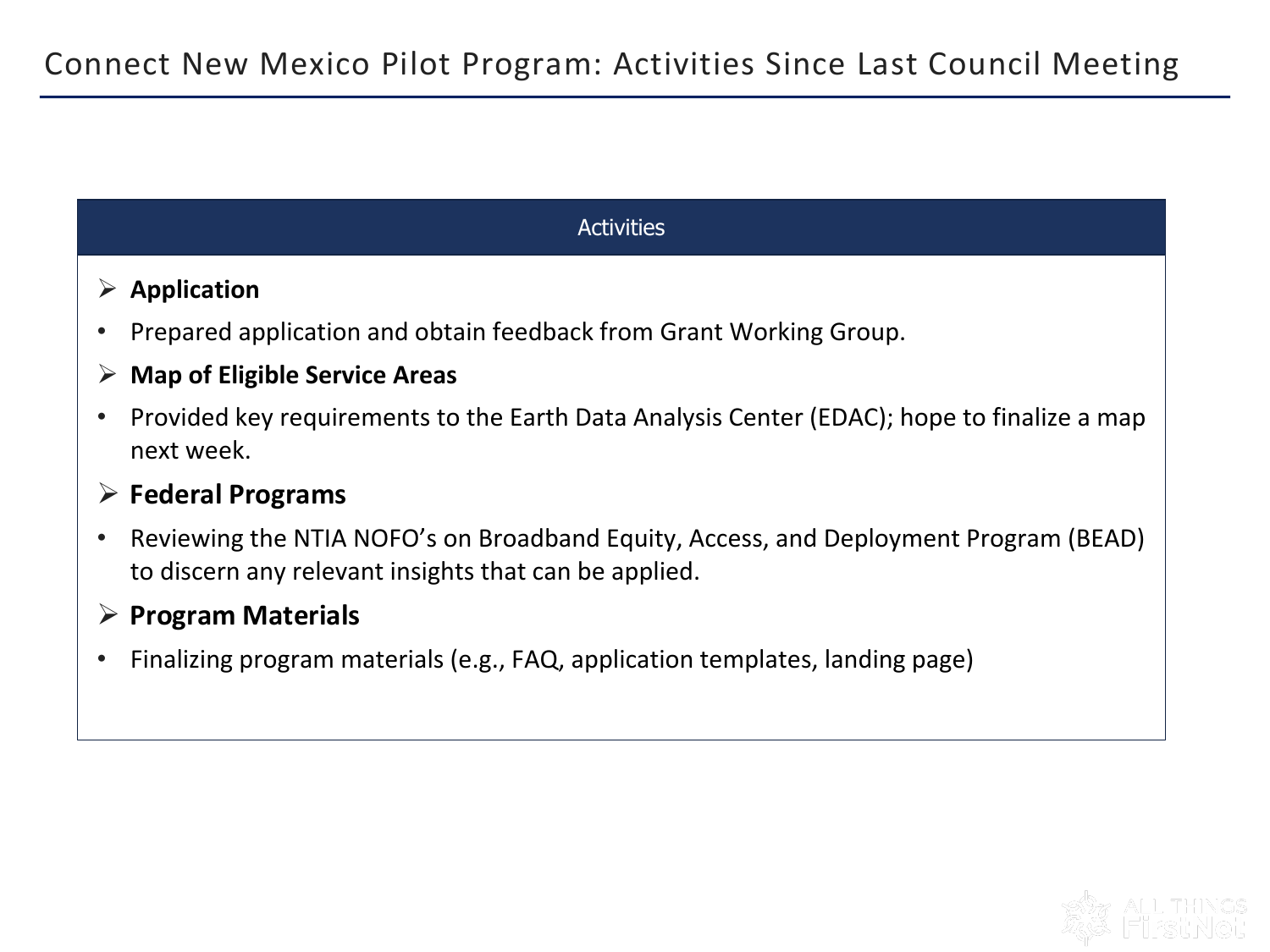# Connect New Mexico Pilot Program: Activities Since Last Council Meeting

## Activities

- **Application**
  - Prepared application and obtain feedback from Grant Working Group.
- **Map of Eligible Service Areas**
  - Provided key requirements to the Earth Data Analysis Center (EDAC); hope to finalize a map next week.
- **Federal Programs**
  - Reviewing the NTIA NOFO's on Broadband Equity, Access, and Deployment Program (BEAD) to discern any relevant insights that can be applied.
- **Program Materials**
  - Finalizing program materials (e.g., FAQ, application templates, landing page)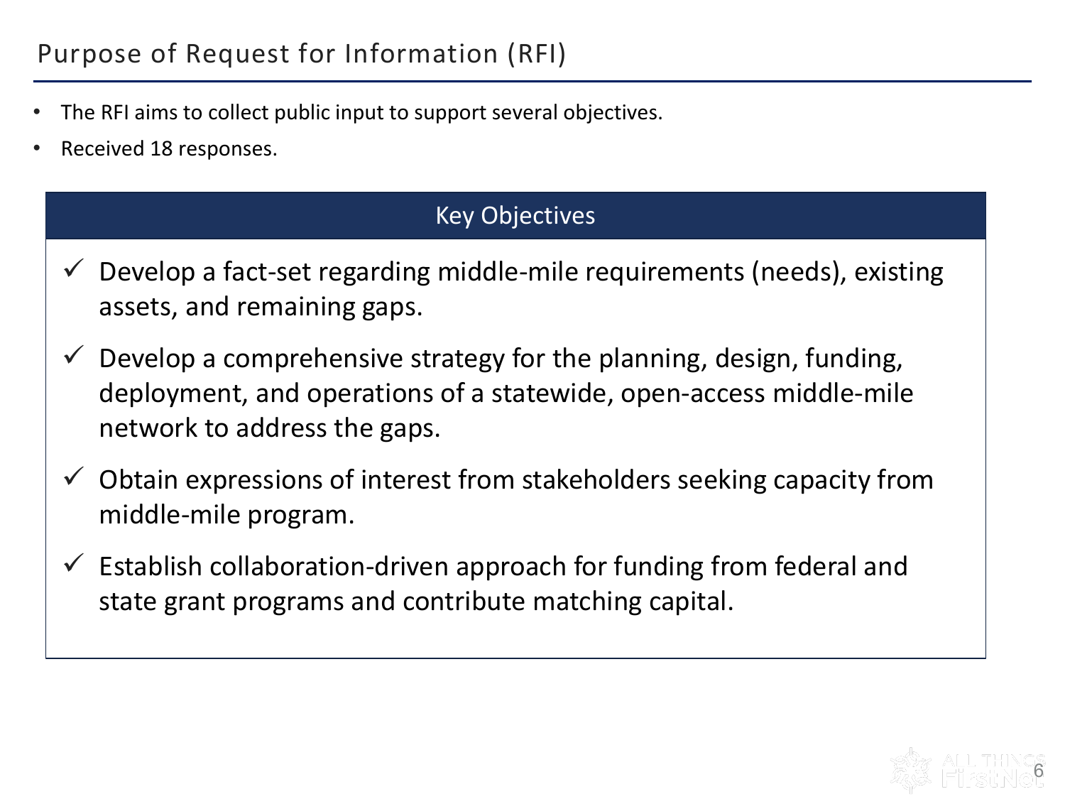# Purpose of Request for Information (RFI)

- The RFI aims to collect public input to support several objectives.
- Received 18 responses.

## Key Objectives

- ✓ Develop a fact-set regarding middle-mile requirements (needs), existing assets, and remaining gaps.
- ✓ Develop a comprehensive strategy for the planning, design, funding, deployment, and operations of a statewide, open-access middle-mile network to address the gaps.
- ✓ Obtain expressions of interest from stakeholders seeking capacity from middle-mile program.
- ✓ Establish collaboration-driven approach for funding from federal and state grant programs and contribute matching capital.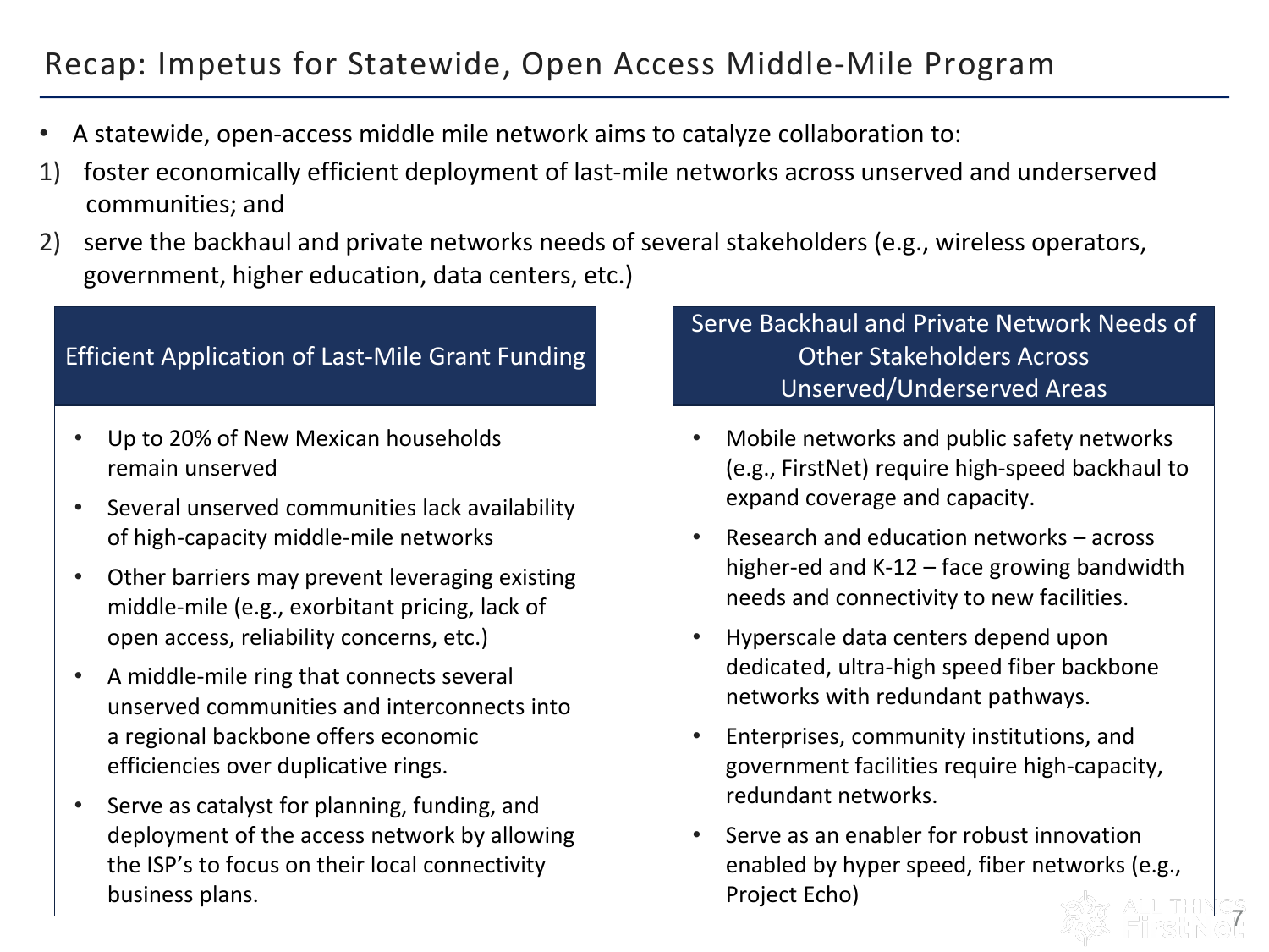# Recap: Impetus for Statewide, Open Access Middle-Mile Program

- A statewide, open-access middle mile network aims to catalyze collaboration to:

1) foster economically efficient deployment of last-mile networks across unserved and underserved communities; and
2) serve the backhaul and private networks needs of several stakeholders (e.g., wireless operators, government, higher education, data centers, etc.)

## Efficient Application of Last-Mile Grant Funding

- Up to 20% of New Mexican households remain unserved
- Several unserved communities lack availability of high-capacity middle-mile networks
- Other barriers may prevent leveraging existing middle-mile (e.g., exorbitant pricing, lack of open access, reliability concerns, etc.)
- A middle-mile ring that connects several unserved communities and interconnects into a regional backbone offers economic efficiencies over duplicative rings.
- Serve as catalyst for planning, funding, and deployment of the access network by allowing the ISP's to focus on their local connectivity business plans.

## Serve Backhaul and Private Network Needs of Other Stakeholders Across Unserved/Underserved Areas

- Mobile networks and public safety networks (e.g., FirstNet) require high-speed backhaul to expand coverage and capacity.
- Research and education networks – across higher-ed and K-12 – face growing bandwidth needs and connectivity to new facilities.
- Hyperscale data centers depend upon dedicated, ultra-high speed fiber backbone networks with redundant pathways.
- Enterprises, community institutions, and government facilities require high-capacity, redundant networks.
- Serve as an enabler for robust innovation enabled by hyper speed, fiber networks (e.g., Project Echo)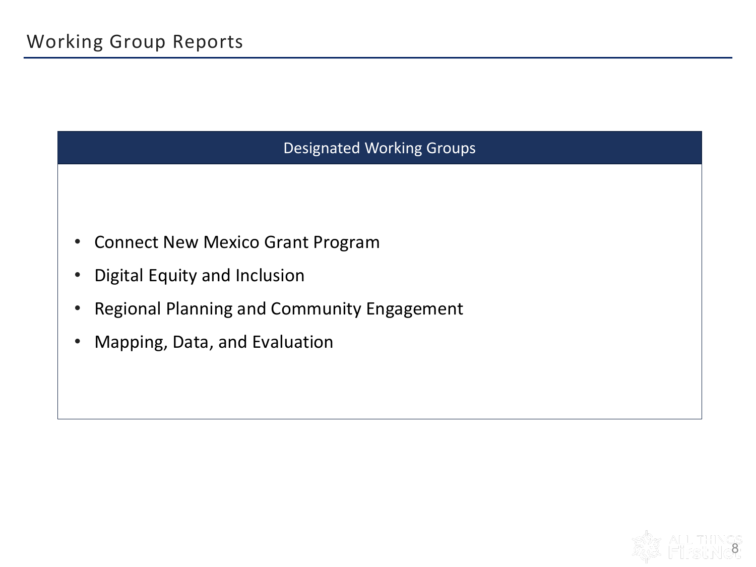# Working Group Reports

## Designated Working Groups

- Connect New Mexico Grant Program
- Digital Equity and Inclusion
- Regional Planning and Community Engagement
- Mapping, Data, and Evaluation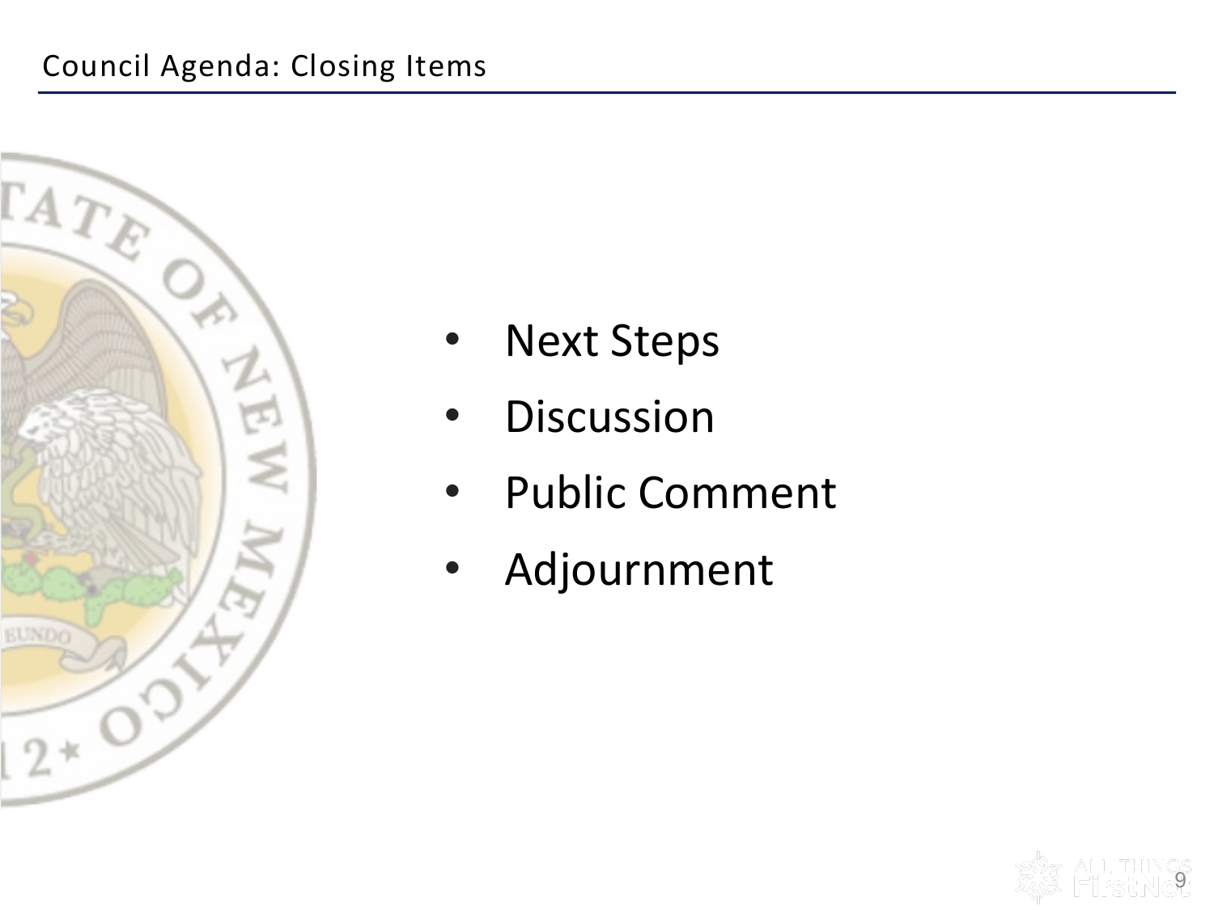# Council Agenda: Closing Items

- Next Steps
- Discussion
- Public Comment
- Adjournment